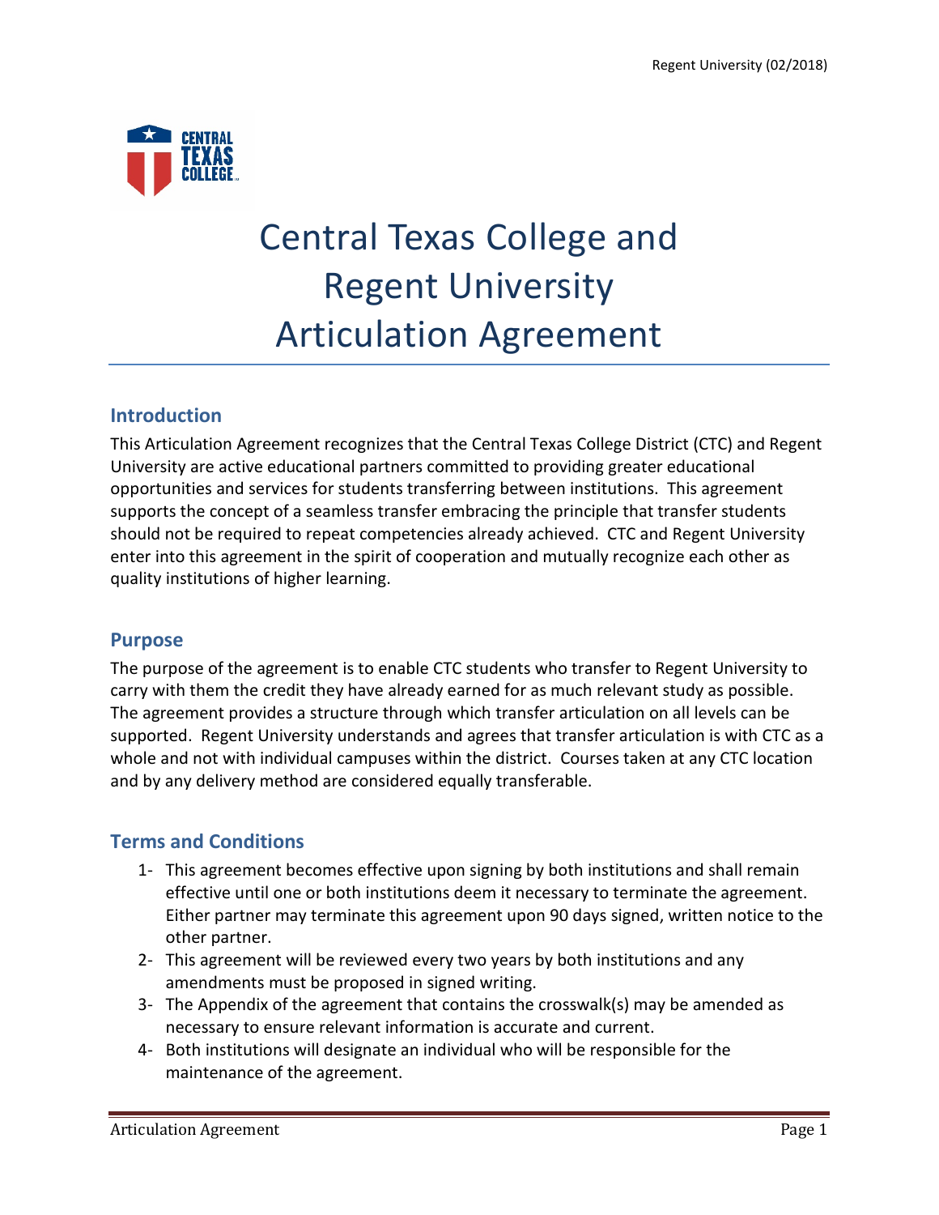# Central Texas College and Regent University Articulation Agreement

## Introduction

This Articulation Agreement recognizes that the Central Texas College District (CTC) and Regent University are active educational partners committed to providing greater educational opportunities and services for students transferring between institutions. This agreement supports the concept of a seamless transfer embracing the principle that transfer students should not be required to repeat competencies already achieved. CTC and Regent University enter into this agreement in the spirit of cooperation and mutually recognize each other as quality institutions of higher learning.

## Purpose

The purpose of the agreement is to enable CTC students who transfer to Regent University to carry with them the credit they have already earned for as much relevant study as possible. The agreement provides a structure through which transfer articulation on all levels can be supported. Regent University understands and agrees that transfer articulation is with CTC as a whole and not with individual campuses within the district. Courses taken at any CTC location and by any delivery method are considered equally transferable.

## Terms and Conditions

1- This agreement becomes effective upon signing by both institutions and shall remain effective until one or both institutions deem it necessary to terminate the agreement. Either partner may terminate this agreement upon 90 days signed, written notice to the other partner.
2- This agreement will be reviewed every two years by both institutions and any amendments must be proposed in signed writing.
3- The Appendix of the agreement that contains the crosswalk(s) may be amended as necessary to ensure relevant information is accurate and current.
4- Both institutions will designate an individual who will be responsible for the maintenance of the agreement.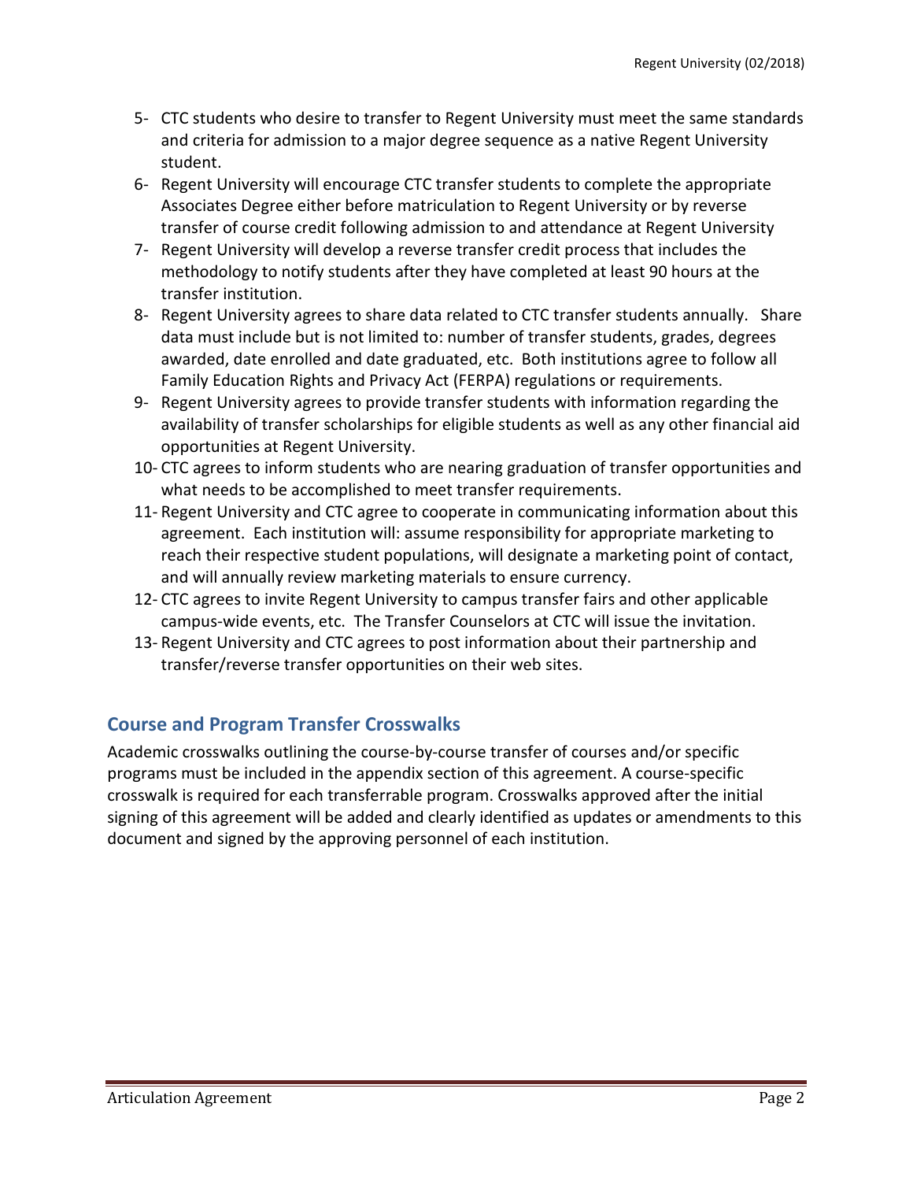5- CTC students who desire to transfer to Regent University must meet the same standards and criteria for admission to a major degree sequence as a native Regent University student.
6- Regent University will encourage CTC transfer students to complete the appropriate Associates Degree either before matriculation to Regent University or by reverse transfer of course credit following admission to and attendance at Regent University
7- Regent University will develop a reverse transfer credit process that includes the methodology to notify students after they have completed at least 90 hours at the transfer institution.
8- Regent University agrees to share data related to CTC transfer students annually. Share data must include but is not limited to: number of transfer students, grades, degrees awarded, date enrolled and date graduated, etc. Both institutions agree to follow all Family Education Rights and Privacy Act (FERPA) regulations or requirements.
9- Regent University agrees to provide transfer students with information regarding the availability of transfer scholarships for eligible students as well as any other financial aid opportunities at Regent University.
10- CTC agrees to inform students who are nearing graduation of transfer opportunities and what needs to be accomplished to meet transfer requirements.
11- Regent University and CTC agree to cooperate in communicating information about this agreement. Each institution will: assume responsibility for appropriate marketing to reach their respective student populations, will designate a marketing point of contact, and will annually review marketing materials to ensure currency.
12- CTC agrees to invite Regent University to campus transfer fairs and other applicable campus-wide events, etc. The Transfer Counselors at CTC will issue the invitation.
13- Regent University and CTC agrees to post information about their partnership and transfer/reverse transfer opportunities on their web sites.

## Course and Program Transfer Crosswalks

Academic crosswalks outlining the course-by-course transfer of courses and/or specific programs must be included in the appendix section of this agreement. A course-specific crosswalk is required for each transferrable program. Crosswalks approved after the initial signing of this agreement will be added and clearly identified as updates or amendments to this document and signed by the approving personnel of each institution.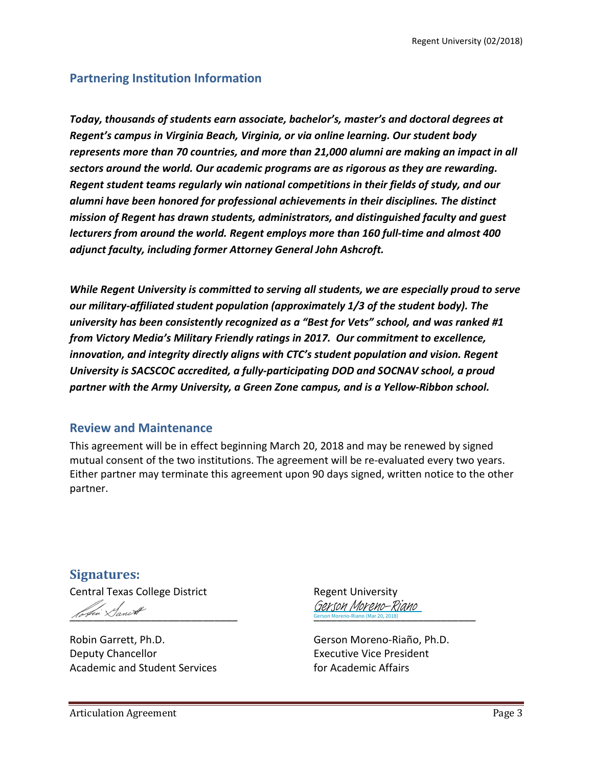## Partnering Institution Information

***Today, thousands of students earn associate, bachelor's, master's and doctoral degrees at Regent's campus in Virginia Beach, Virginia, or via online learning. Our student body represents more than 70 countries, and more than 21,000 alumni are making an impact in all sectors around the world. Our academic programs are as rigorous as they are rewarding. Regent student teams regularly win national competitions in their fields of study, and our alumni have been honored for professional achievements in their disciplines. The distinct mission of Regent has drawn students, administrators, and distinguished faculty and guest lecturers from around the world. Regent employs more than 160 full-time and almost 400 adjunct faculty, including former Attorney General John Ashcroft.***

***While Regent University is committed to serving all students, we are especially proud to serve our military-affiliated student population (approximately 1/3 of the student body). The university has been consistently recognized as a "Best for Vets" school, and was ranked #1 from Victory Media's Military Friendly ratings in 2017. Our commitment to excellence, innovation, and integrity directly aligns with CTC's student population and vision. Regent University is SACSCOC accredited, a fully-participating DOD and SOCNAV school, a proud partner with the Army University, a Green Zone campus, and is a Yellow-Ribbon school.***

## Review and Maintenance

This agreement will be in effect beginning March 20, 2018 and may be renewed by signed mutual consent of the two institutions. The agreement will be re-evaluated every two years. Either partner may terminate this agreement upon 90 days signed, written notice to the other partner.

## Signatures:

Central Texas College District

Robin Garrett

\_\_\_\_\_\_\_\_\_\_\_\_\_\_\_\_\_\_\_\_\_\_\_\_\_\_\_\_\_\_\_\_

Robin Garrett, Ph.D.
Deputy Chancellor
Academic and Student Services

Regent University

Gerson Moreno-Riano
Gerson Moreno-Riano (Mar 20, 2018)

\_\_\_\_\_\_\_\_\_\_\_\_\_\_\_\_\_\_\_\_\_\_\_\_\_\_\_\_\_\_\_\_

Gerson Moreno-Riaño, Ph.D.
Executive Vice President
for Academic Affairs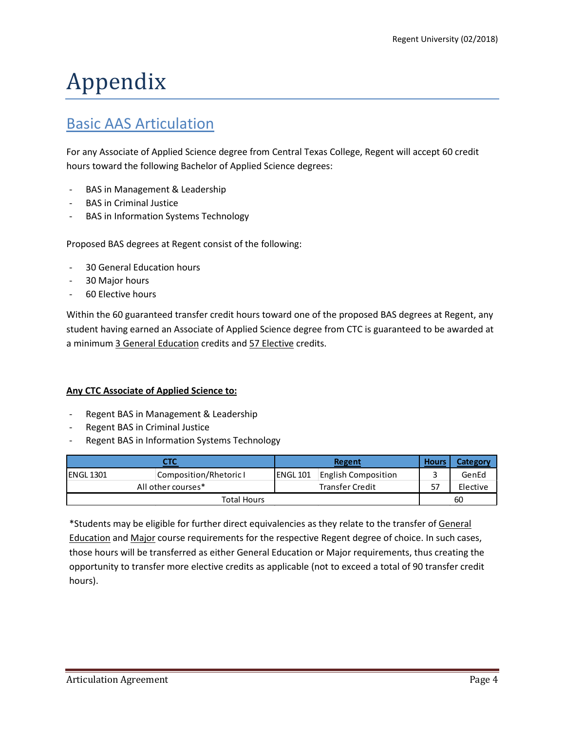# Appendix

## Basic AAS Articulation

For any Associate of Applied Science degree from Central Texas College, Regent will accept 60 credit hours toward the following Bachelor of Applied Science degrees:

- BAS in Management & Leadership
- BAS in Criminal Justice
- BAS in Information Systems Technology

Proposed BAS degrees at Regent consist of the following:

- 30 General Education hours
- 30 Major hours
- 60 Elective hours

Within the 60 guaranteed transfer credit hours toward one of the proposed BAS degrees at Regent, any student having earned an Associate of Applied Science degree from CTC is guaranteed to be awarded at a minimum 3 General Education credits and 57 Elective credits.

**Any CTC Associate of Applied Science to:**

- Regent BAS in Management & Leadership
- Regent BAS in Criminal Justice
- Regent BAS in Information Systems Technology

| CTC | | Regent | | Hours | Category |
|---|---|---|---|---|---|
| ENGL 1301 | Composition/Rhetoric I | ENGL 101 | English Composition | 3 | GenEd |
| All other courses* | | Transfer Credit | | 57 | Elective |
| Total Hours | | | | 60 | |

*Students may be eligible for further direct equivalencies as they relate to the transfer of General Education and Major course requirements for the respective Regent degree of choice. In such cases, those hours will be transferred as either General Education or Major requirements, thus creating the opportunity to transfer more elective credits as applicable (not to exceed a total of 90 transfer credit hours).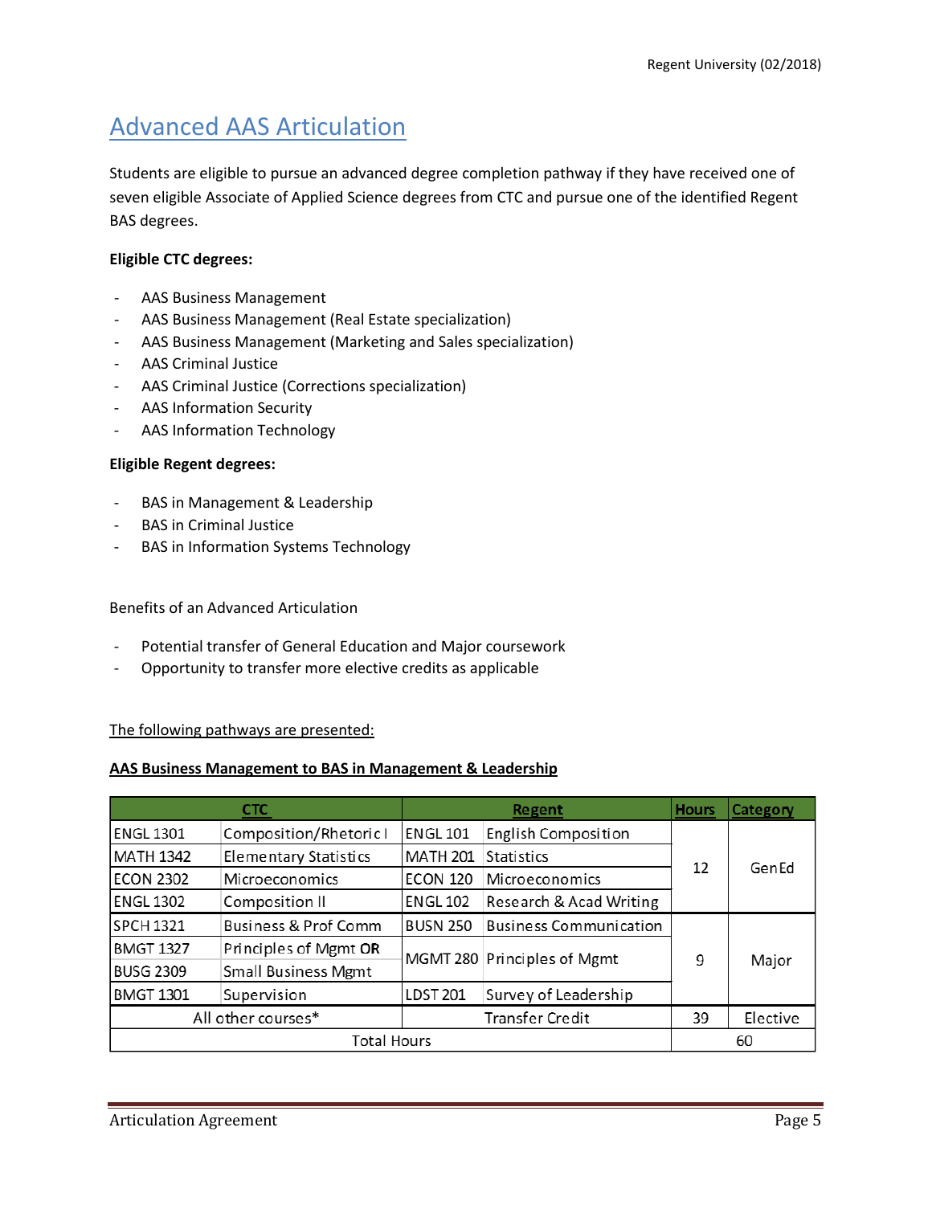# Advanced AAS Articulation

Students are eligible to pursue an advanced degree completion pathway if they have received one of seven eligible Associate of Applied Science degrees from CTC and pursue one of the identified Regent BAS degrees.

**Eligible CTC degrees:**

- AAS Business Management
- AAS Business Management (Real Estate specialization)
- AAS Business Management (Marketing and Sales specialization)
- AAS Criminal Justice
- AAS Criminal Justice (Corrections specialization)
- AAS Information Security
- AAS Information Technology

**Eligible Regent degrees:**

- BAS in Management & Leadership
- BAS in Criminal Justice
- BAS in Information Systems Technology

Benefits of an Advanced Articulation

- Potential transfer of General Education and Major coursework
- Opportunity to transfer more elective credits as applicable

The following pathways are presented:

**AAS Business Management to BAS in Management & Leadership**

| CTC | | Regent | | Hours | Category |
|---|---|---|---|---|---|
| ENGL 1301 | Composition/Rhetoric I | ENGL 101 | English Composition | 12 | Gen Ed |
| MATH 1342 | Elementary Statistics | MATH 201 | Statistics | | |
| ECON 2302 | Microeconomics | ECON 120 | Microeconomics | | |
| ENGL 1302 | Composition II | ENGL 102 | Research & Acad Writing | | |
| SPCH 1321 | Business & Prof Comm | BUSN 250 | Business Communication | 9 | Major |
| BMGT 1327 | Principles of Mgmt **OR** | MGMT 280 | Principles of Mgmt | | |
| BUSG 2309 | Small Business Mgmt | | | | |
| BMGT 1301 | Supervision | LDST 201 | Survey of Leadership | | |
| All other courses* | | Transfer Credit | | 39 | Elective |
| Total Hours | | | | 60 | |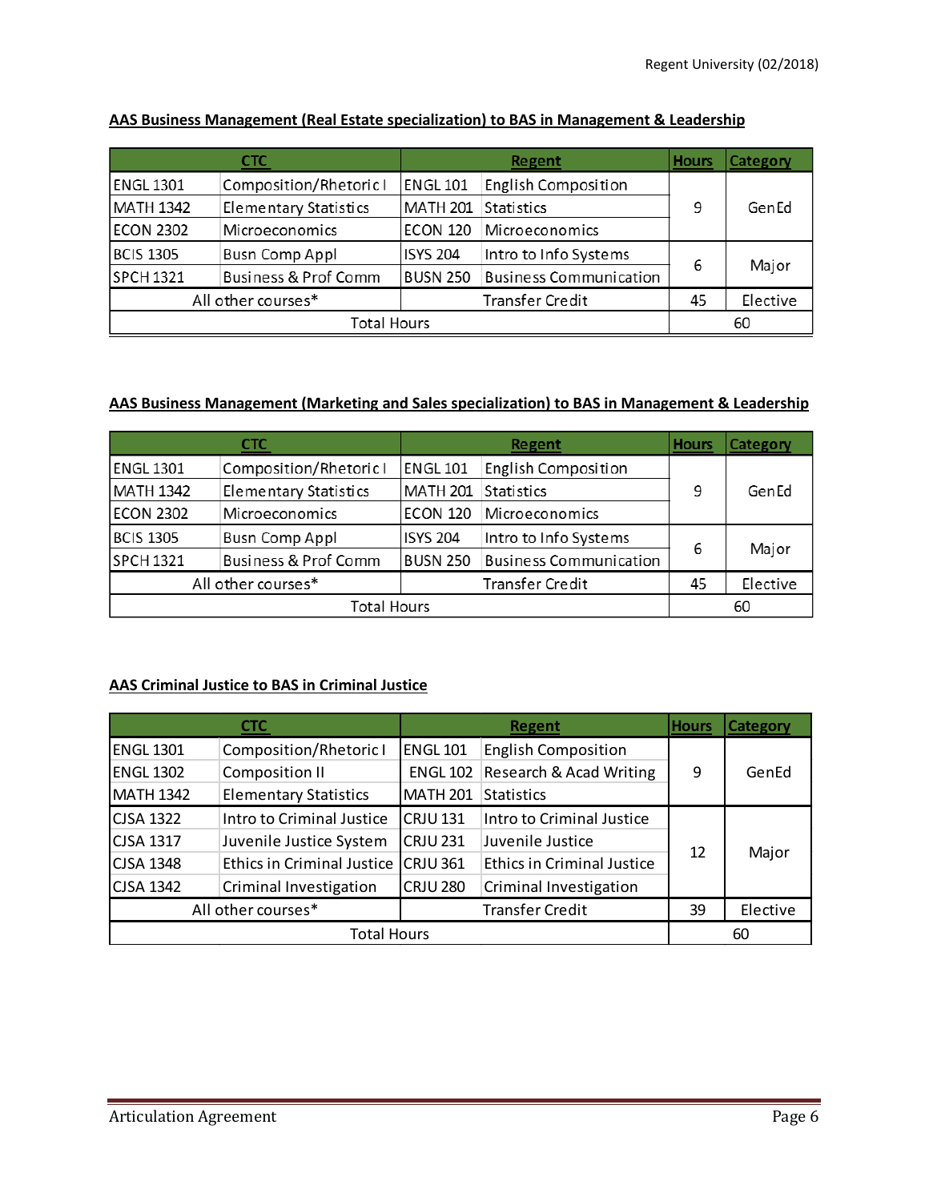**AAS Business Management (Real Estate specialization) to BAS in Management & Leadership**

| CTC | | Regent | | Hours | Category |
|---|---|---|---|---|---|
| ENGL 1301 | Composition/Rhetoric I | ENGL 101 | English Composition | 9 | GenEd |
| MATH 1342 | Elementary Statistics | MATH 201 | Statistics | | |
| ECON 2302 | Microeconomics | ECON 120 | Microeconomics | | |
| BCIS 1305 | Busn Comp Appl | ISYS 204 | Intro to Info Systems | 6 | Major |
| SPCH 1321 | Business & Prof Comm | BUSN 250 | Business Communication | | |
| All other courses* | | Transfer Credit | | 45 | Elective |
| Total Hours | | | | 60 | |

**AAS Business Management (Marketing and Sales specialization) to BAS in Management & Leadership**

| CTC | | Regent | | Hours | Category |
|---|---|---|---|---|---|
| ENGL 1301 | Composition/Rhetoric I | ENGL 101 | English Composition | 9 | GenEd |
| MATH 1342 | Elementary Statistics | MATH 201 | Statistics | | |
| ECON 2302 | Microeconomics | ECON 120 | Microeconomics | | |
| BCIS 1305 | Busn Comp Appl | ISYS 204 | Intro to Info Systems | 6 | Major |
| SPCH 1321 | Business & Prof Comm | BUSN 250 | Business Communication | | |
| All other courses* | | Transfer Credit | | 45 | Elective |
| Total Hours | | | | 60 | |

**AAS Criminal Justice to BAS in Criminal Justice**

| CTC | | Regent | | Hours | Category |
|---|---|---|---|---|---|
| ENGL 1301 | Composition/Rhetoric I | ENGL 101 | English Composition | 9 | GenEd |
| ENGL 1302 | Composition II | ENGL 102 | Research & Acad Writing | | |
| MATH 1342 | Elementary Statistics | MATH 201 | Statistics | | |
| CJSA 1322 | Intro to Criminal Justice | CRJU 131 | Intro to Criminal Justice | 12 | Major |
| CJSA 1317 | Juvenile Justice System | CRJU 231 | Juvenile Justice | | |
| CJSA 1348 | Ethics in Criminal Justice | CRJU 361 | Ethics in Criminal Justice | | |
| CJSA 1342 | Criminal Investigation | CRJU 280 | Criminal Investigation | | |
| All other courses* | | Transfer Credit | | 39 | Elective |
| Total Hours | | | | 60 | |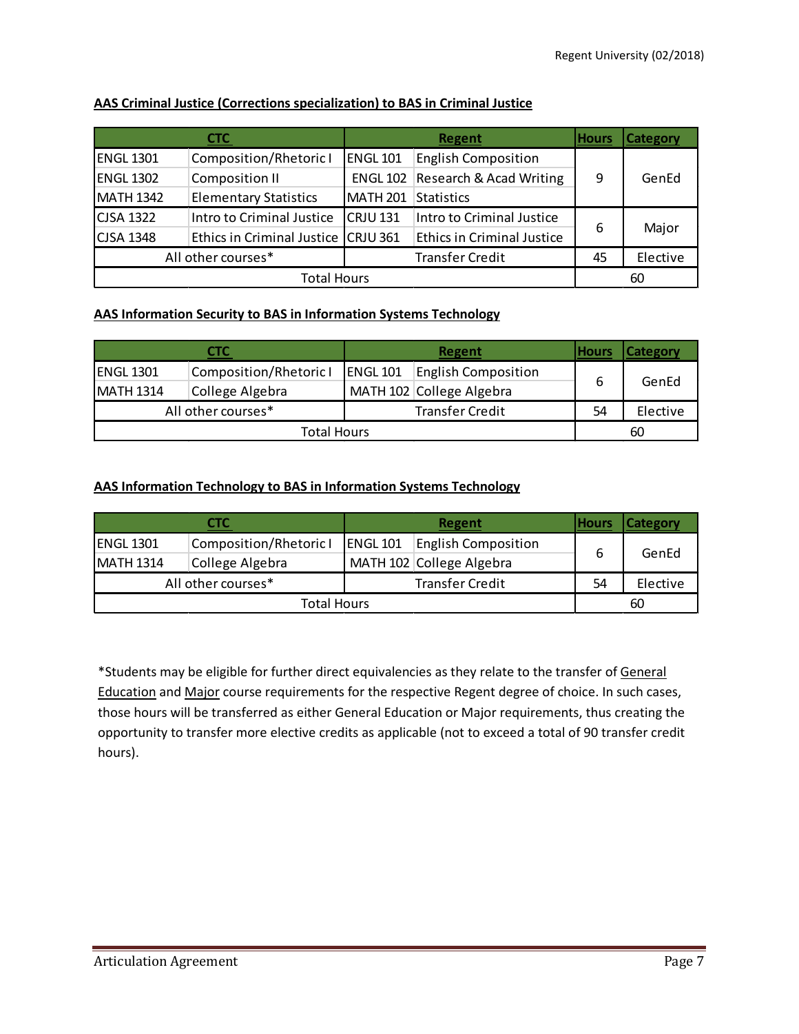**AAS Criminal Justice (Corrections specialization) to BAS in Criminal Justice**

| CTC | | Regent | | Hours | Category |
|---|---|---|---|---|---|
| ENGL 1301 | Composition/Rhetoric I | ENGL 101 | English Composition | 9 | GenEd |
| ENGL 1302 | Composition II | ENGL 102 | Research & Acad Writing | | |
| MATH 1342 | Elementary Statistics | MATH 201 | Statistics | | |
| CJSA 1322 | Intro to Criminal Justice | CRJU 131 | Intro to Criminal Justice | 6 | Major |
| CJSA 1348 | Ethics in Criminal Justice | CRJU 361 | Ethics in Criminal Justice | | |
| All other courses* | | Transfer Credit | | 45 | Elective |
| Total Hours | | | | 60 | |

**AAS Information Security to BAS in Information Systems Technology**

| CTC | | Regent | | Hours | Category |
|---|---|---|---|---|---|
| ENGL 1301 | Composition/Rhetoric I | ENGL 101 | English Composition | 6 | GenEd |
| MATH 1314 | College Algebra | MATH 102 | College Algebra | | |
| All other courses* | | Transfer Credit | | 54 | Elective |
| Total Hours | | | | 60 | |

**AAS Information Technology to BAS in Information Systems Technology**

| CTC | | Regent | | Hours | Category |
|---|---|---|---|---|---|
| ENGL 1301 | Composition/Rhetoric I | ENGL 101 | English Composition | 6 | GenEd |
| MATH 1314 | College Algebra | MATH 102 | College Algebra | | |
| All other courses* | | Transfer Credit | | 54 | Elective |
| Total Hours | | | | 60 | |

*Students may be eligible for further direct equivalencies as they relate to the transfer of General Education and Major course requirements for the respective Regent degree of choice. In such cases, those hours will be transferred as either General Education or Major requirements, thus creating the opportunity to transfer more elective credits as applicable (not to exceed a total of 90 transfer credit hours).